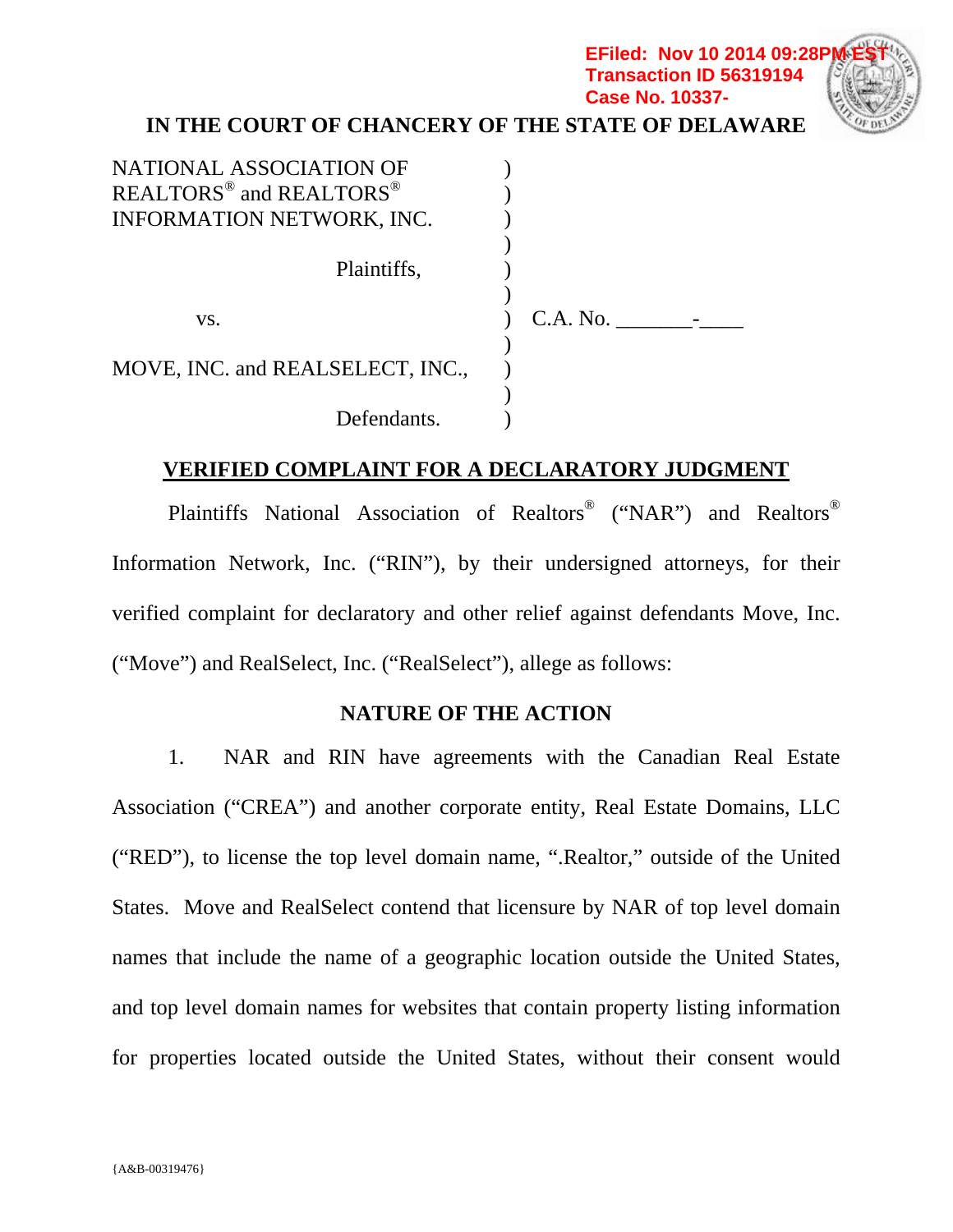EFiled: Nov 10 2014 09:28PM EST
Transaction ID 56319194
Case No. 10337-

**IN THE COURT OF CHANCERY OF THE STATE OF DELAWARE**

NATIONAL ASSOCIATION OF REALTORS® and REALTORS® INFORMATION NETWORK, INC.

Plaintiffs,

vs.

MOVE, INC. and REALSELECT, INC.,

Defendants.

C.A. No. _______-____

**VERIFIED COMPLAINT FOR A DECLARATORY JUDGMENT**

Plaintiffs National Association of Realtors® ("NAR") and Realtors® Information Network, Inc. ("RIN"), by their undersigned attorneys, for their verified complaint for declaratory and other relief against defendants Move, Inc. ("Move") and RealSelect, Inc. ("RealSelect"), allege as follows:

**NATURE OF THE ACTION**

1. NAR and RIN have agreements with the Canadian Real Estate Association ("CREA") and another corporate entity, Real Estate Domains, LLC ("RED"), to license the top level domain name, ".Realtor," outside of the United States. Move and RealSelect contend that licensure by NAR of top level domain names that include the name of a geographic location outside the United States, and top level domain names for websites that contain property listing information for properties located outside the United States, without their consent would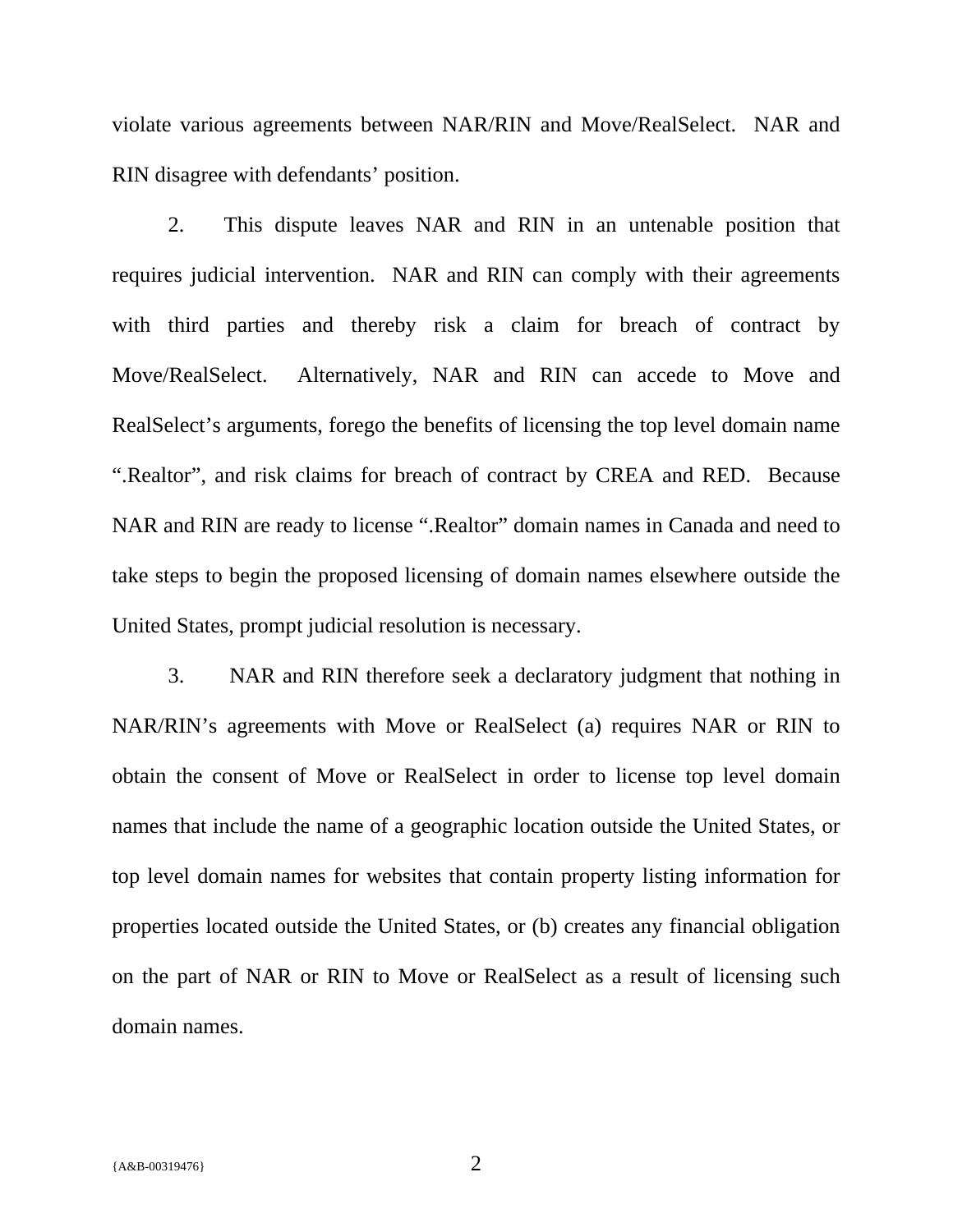violate various agreements between NAR/RIN and Move/RealSelect. NAR and RIN disagree with defendants' position.

2. This dispute leaves NAR and RIN in an untenable position that requires judicial intervention. NAR and RIN can comply with their agreements with third parties and thereby risk a claim for breach of contract by Move/RealSelect. Alternatively, NAR and RIN can accede to Move and RealSelect's arguments, forego the benefits of licensing the top level domain name ".Realtor", and risk claims for breach of contract by CREA and RED. Because NAR and RIN are ready to license ".Realtor" domain names in Canada and need to take steps to begin the proposed licensing of domain names elsewhere outside the United States, prompt judicial resolution is necessary.

3. NAR and RIN therefore seek a declaratory judgment that nothing in NAR/RIN's agreements with Move or RealSelect (a) requires NAR or RIN to obtain the consent of Move or RealSelect in order to license top level domain names that include the name of a geographic location outside the United States, or top level domain names for websites that contain property listing information for properties located outside the United States, or (b) creates any financial obligation on the part of NAR or RIN to Move or RealSelect as a result of licensing such domain names.

{A&B-00319476}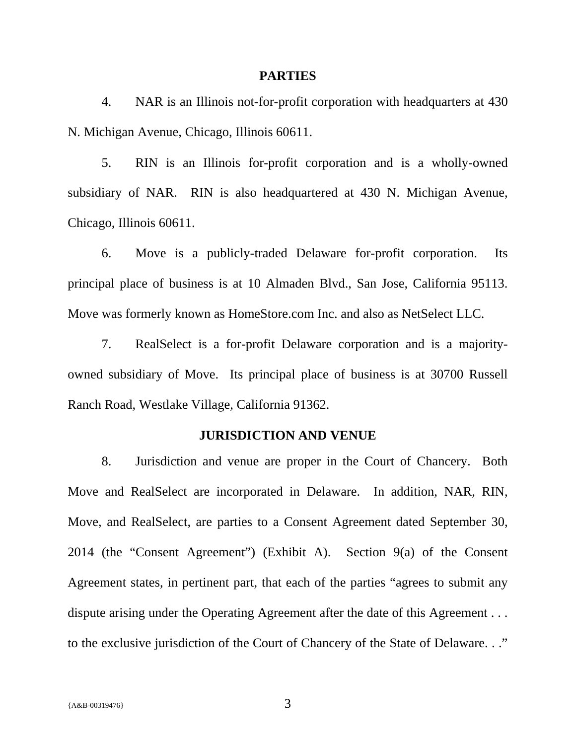## PARTIES

4. NAR is an Illinois not-for-profit corporation with headquarters at 430 N. Michigan Avenue, Chicago, Illinois 60611.

5. RIN is an Illinois for-profit corporation and is a wholly-owned subsidiary of NAR. RIN is also headquartered at 430 N. Michigan Avenue, Chicago, Illinois 60611.

6. Move is a publicly-traded Delaware for-profit corporation. Its principal place of business is at 10 Almaden Blvd., San Jose, California 95113. Move was formerly known as HomeStore.com Inc. and also as NetSelect LLC.

7. RealSelect is a for-profit Delaware corporation and is a majority-owned subsidiary of Move. Its principal place of business is at 30700 Russell Ranch Road, Westlake Village, California 91362.

## JURISDICTION AND VENUE

8. Jurisdiction and venue are proper in the Court of Chancery. Both Move and RealSelect are incorporated in Delaware. In addition, NAR, RIN, Move, and RealSelect, are parties to a Consent Agreement dated September 30, 2014 (the "Consent Agreement") (Exhibit A). Section 9(a) of the Consent Agreement states, in pertinent part, that each of the parties "agrees to submit any dispute arising under the Operating Agreement after the date of this Agreement . . . to the exclusive jurisdiction of the Court of Chancery of the State of Delaware. . ."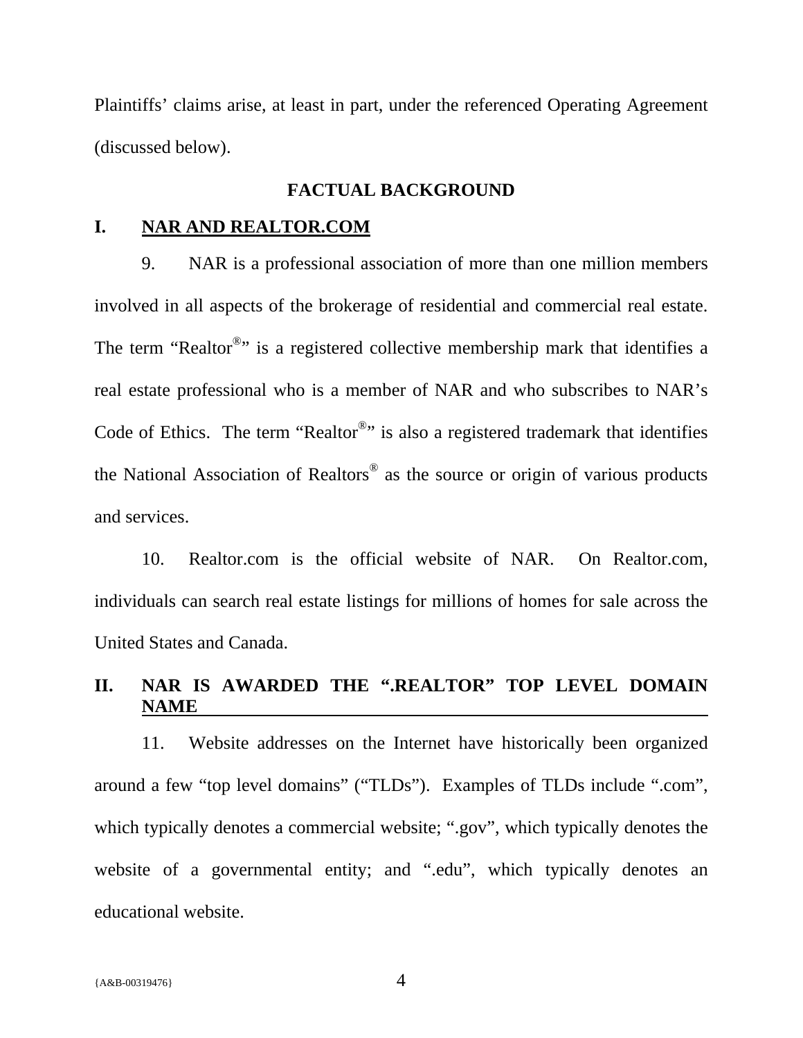Plaintiffs' claims arise, at least in part, under the referenced Operating Agreement (discussed below).

## FACTUAL BACKGROUND

### I. NAR AND REALTOR.COM

9. NAR is a professional association of more than one million members involved in all aspects of the brokerage of residential and commercial real estate. The term "Realtor®" is a registered collective membership mark that identifies a real estate professional who is a member of NAR and who subscribes to NAR's Code of Ethics. The term "Realtor®" is also a registered trademark that identifies the National Association of Realtors® as the source or origin of various products and services.

10. Realtor.com is the official website of NAR. On Realtor.com, individuals can search real estate listings for millions of homes for sale across the United States and Canada.

### II. NAR IS AWARDED THE ".REALTOR" TOP LEVEL DOMAIN NAME

11. Website addresses on the Internet have historically been organized around a few "top level domains" ("TLDs"). Examples of TLDs include ".com", which typically denotes a commercial website; ".gov", which typically denotes the website of a governmental entity; and ".edu", which typically denotes an educational website.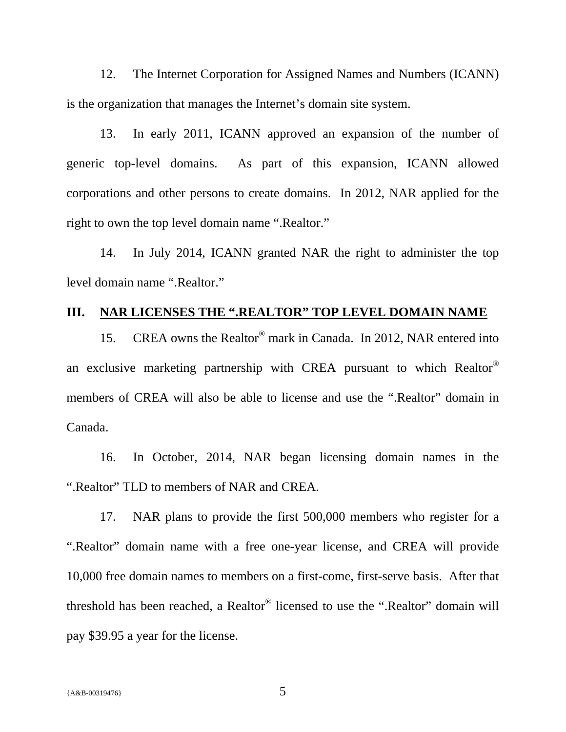12. The Internet Corporation for Assigned Names and Numbers (ICANN) is the organization that manages the Internet's domain site system.

13. In early 2011, ICANN approved an expansion of the number of generic top-level domains. As part of this expansion, ICANN allowed corporations and other persons to create domains. In 2012, NAR applied for the right to own the top level domain name ".Realtor."

14. In July 2014, ICANN granted NAR the right to administer the top level domain name ".Realtor."

## III. NAR LICENSES THE ".REALTOR" TOP LEVEL DOMAIN NAME

15. CREA owns the Realtor® mark in Canada. In 2012, NAR entered into an exclusive marketing partnership with CREA pursuant to which Realtor® members of CREA will also be able to license and use the ".Realtor" domain in Canada.

16. In October, 2014, NAR began licensing domain names in the ".Realtor" TLD to members of NAR and CREA.

17. NAR plans to provide the first 500,000 members who register for a ".Realtor" domain name with a free one-year license, and CREA will provide 10,000 free domain names to members on a first-come, first-serve basis. After that threshold has been reached, a Realtor® licensed to use the ".Realtor" domain will pay $39.95 a year for the license.

{A&B-00319476}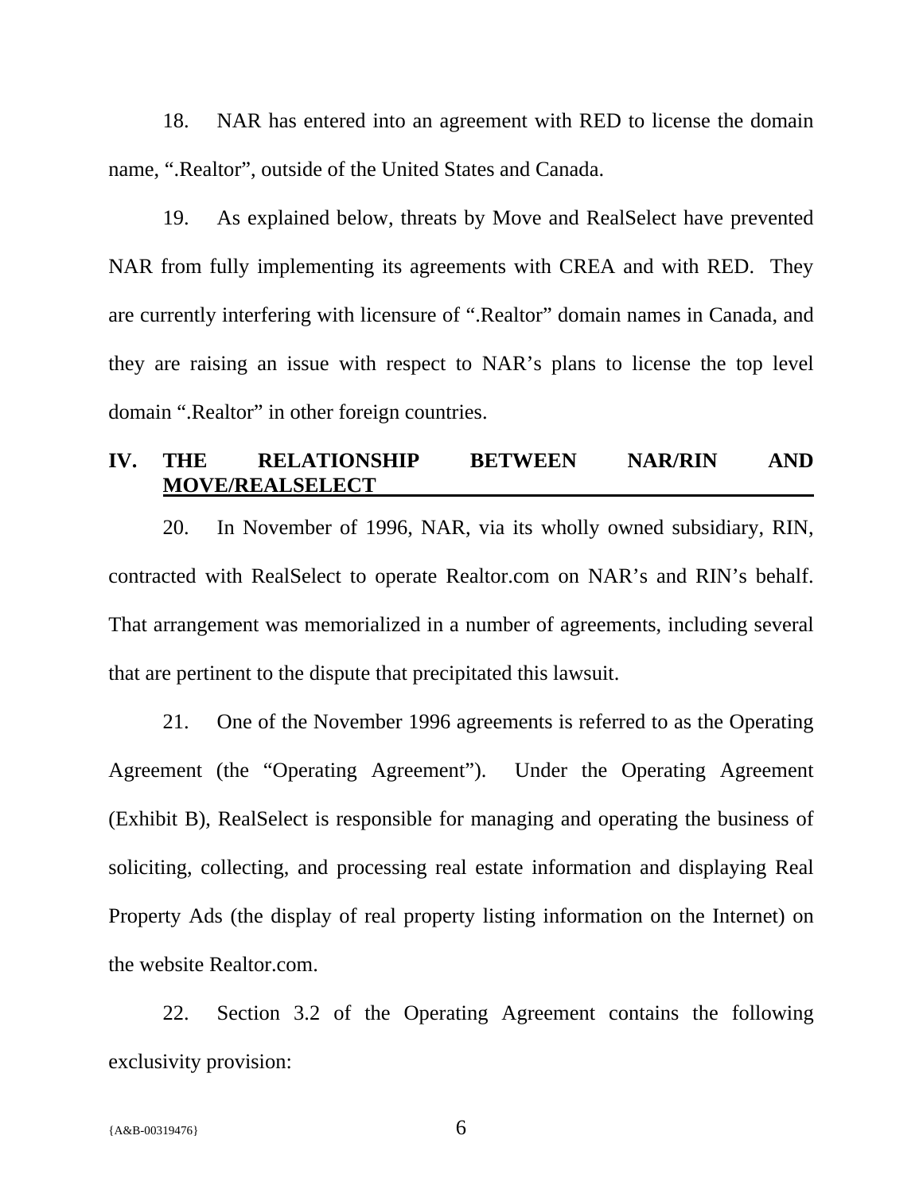18. NAR has entered into an agreement with RED to license the domain name, ".Realtor", outside of the United States and Canada.

19. As explained below, threats by Move and RealSelect have prevented NAR from fully implementing its agreements with CREA and with RED. They are currently interfering with licensure of ".Realtor" domain names in Canada, and they are raising an issue with respect to NAR's plans to license the top level domain ".Realtor" in other foreign countries.

## IV. THE RELATIONSHIP BETWEEN NAR/RIN AND MOVE/REALSELECT

20. In November of 1996, NAR, via its wholly owned subsidiary, RIN, contracted with RealSelect to operate Realtor.com on NAR's and RIN's behalf. That arrangement was memorialized in a number of agreements, including several that are pertinent to the dispute that precipitated this lawsuit.

21. One of the November 1996 agreements is referred to as the Operating Agreement (the "Operating Agreement"). Under the Operating Agreement (Exhibit B), RealSelect is responsible for managing and operating the business of soliciting, collecting, and processing real estate information and displaying Real Property Ads (the display of real property listing information on the Internet) on the website Realtor.com.

22. Section 3.2 of the Operating Agreement contains the following exclusivity provision:

{A&B-00319476}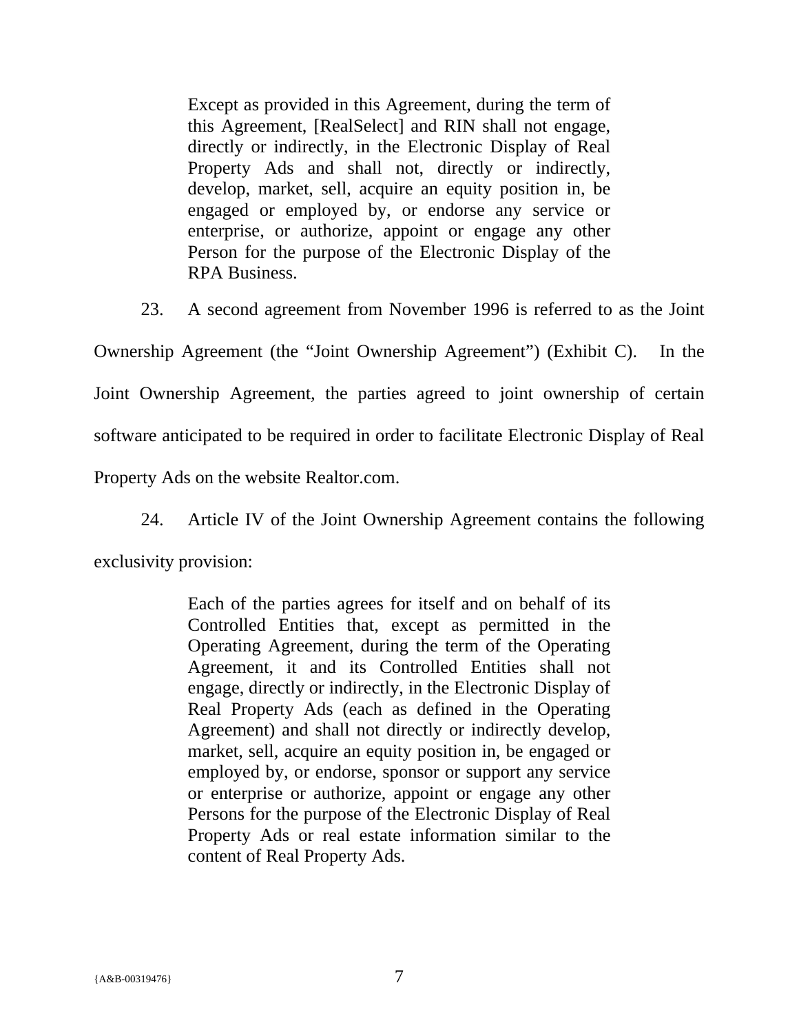> Except as provided in this Agreement, during the term of this Agreement, [RealSelect] and RIN shall not engage, directly or indirectly, in the Electronic Display of Real Property Ads and shall not, directly or indirectly, develop, market, sell, acquire an equity position in, be engaged or employed by, or endorse any service or enterprise, or authorize, appoint or engage any other Person for the purpose of the Electronic Display of the RPA Business.

23. A second agreement from November 1996 is referred to as the Joint Ownership Agreement (the "Joint Ownership Agreement") (Exhibit C). In the Joint Ownership Agreement, the parties agreed to joint ownership of certain software anticipated to be required in order to facilitate Electronic Display of Real Property Ads on the website Realtor.com.

24. Article IV of the Joint Ownership Agreement contains the following exclusivity provision:

> Each of the parties agrees for itself and on behalf of its Controlled Entities that, except as permitted in the Operating Agreement, during the term of the Operating Agreement, it and its Controlled Entities shall not engage, directly or indirectly, in the Electronic Display of Real Property Ads (each as defined in the Operating Agreement) and shall not directly or indirectly develop, market, sell, acquire an equity position in, be engaged or employed by, or endorse, sponsor or support any service or enterprise or authorize, appoint or engage any other Persons for the purpose of the Electronic Display of Real Property Ads or real estate information similar to the content of Real Property Ads.

{A&B-00319476}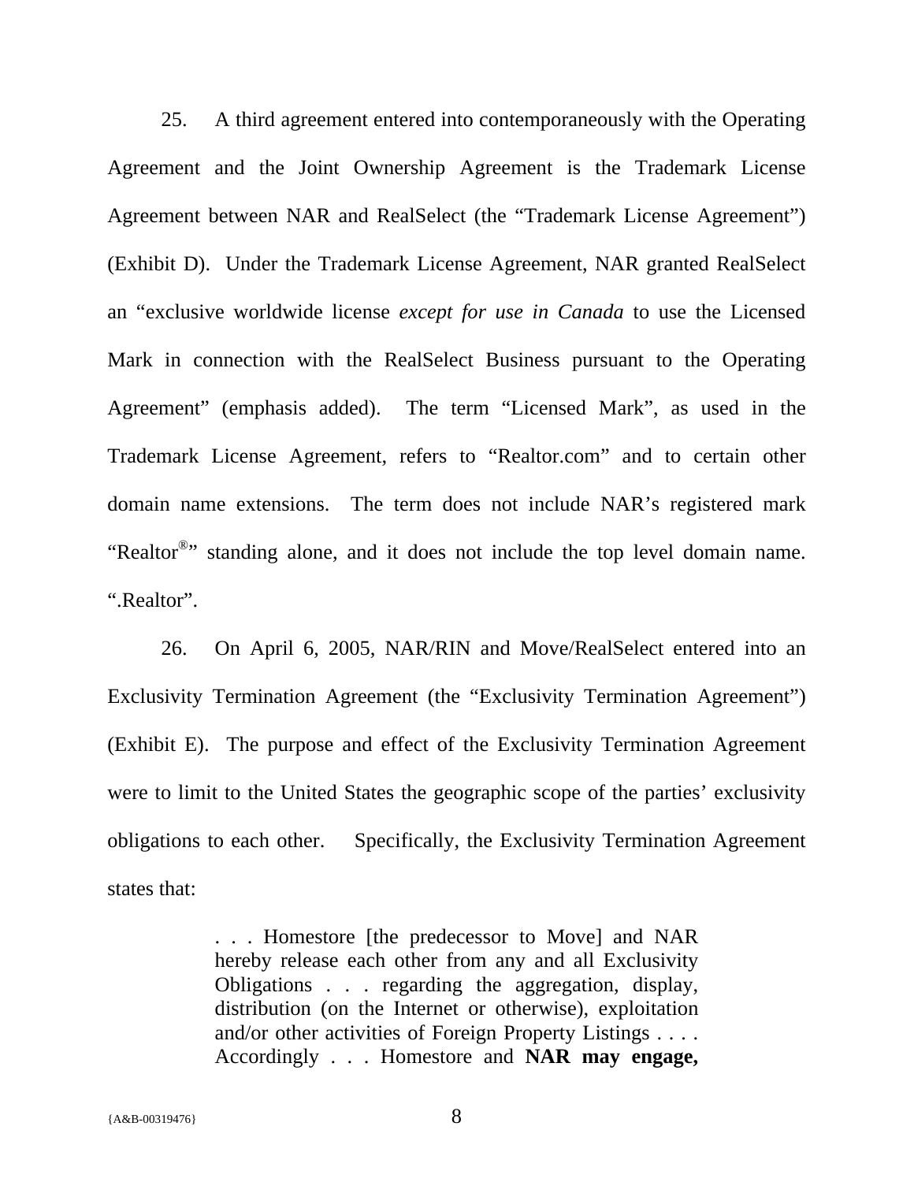25. A third agreement entered into contemporaneously with the Operating Agreement and the Joint Ownership Agreement is the Trademark License Agreement between NAR and RealSelect (the "Trademark License Agreement") (Exhibit D). Under the Trademark License Agreement, NAR granted RealSelect an "exclusive worldwide license *except for use in Canada* to use the Licensed Mark in connection with the RealSelect Business pursuant to the Operating Agreement" (emphasis added). The term "Licensed Mark", as used in the Trademark License Agreement, refers to "Realtor.com" and to certain other domain name extensions. The term does not include NAR's registered mark "Realtor®" standing alone, and it does not include the top level domain name. ".Realtor".

26. On April 6, 2005, NAR/RIN and Move/RealSelect entered into an Exclusivity Termination Agreement (the "Exclusivity Termination Agreement") (Exhibit E). The purpose and effect of the Exclusivity Termination Agreement were to limit to the United States the geographic scope of the parties' exclusivity obligations to each other. Specifically, the Exclusivity Termination Agreement states that:

> . . . Homestore [the predecessor to Move] and NAR hereby release each other from any and all Exclusivity Obligations . . . regarding the aggregation, display, distribution (on the Internet or otherwise), exploitation and/or other activities of Foreign Property Listings . . . . Accordingly . . . Homestore and **NAR may engage,**

{A&B-00319476}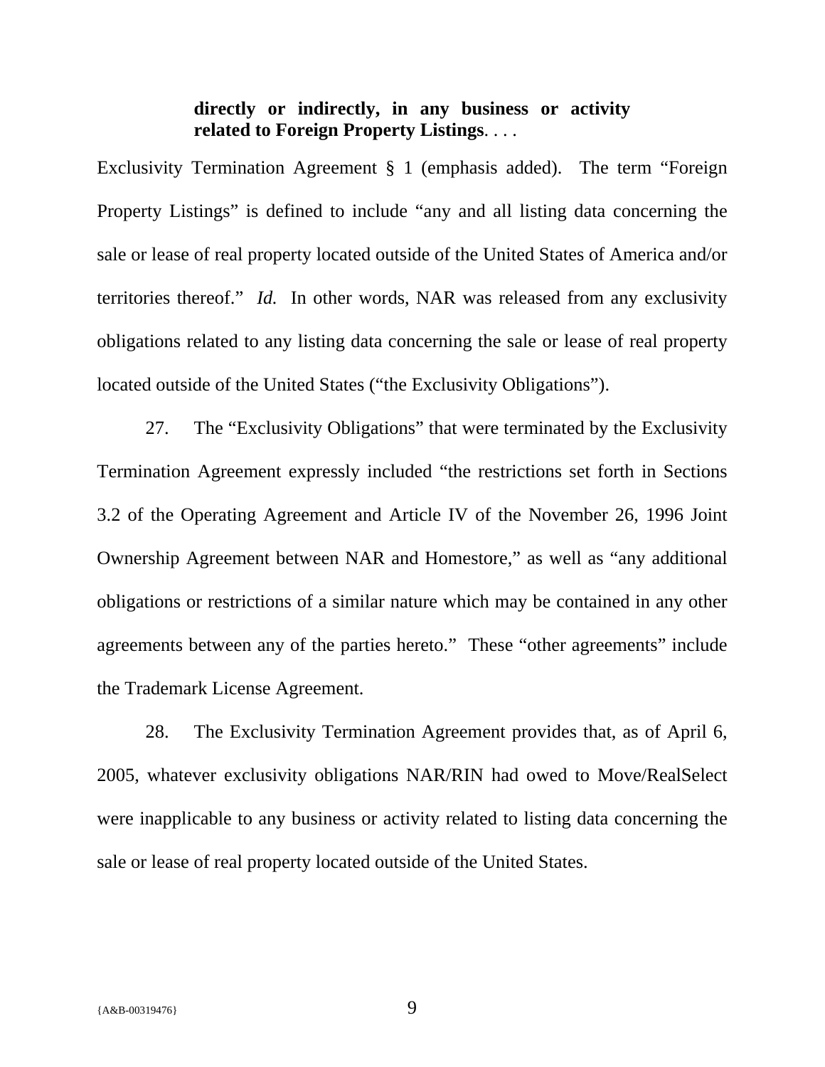> **directly or indirectly, in any business or activity related to Foreign Property Listings**. . . .

Exclusivity Termination Agreement § 1 (emphasis added). The term "Foreign Property Listings" is defined to include "any and all listing data concerning the sale or lease of real property located outside of the United States of America and/or territories thereof." *Id.* In other words, NAR was released from any exclusivity obligations related to any listing data concerning the sale or lease of real property located outside of the United States ("the Exclusivity Obligations").

27. The "Exclusivity Obligations" that were terminated by the Exclusivity Termination Agreement expressly included "the restrictions set forth in Sections 3.2 of the Operating Agreement and Article IV of the November 26, 1996 Joint Ownership Agreement between NAR and Homestore," as well as "any additional obligations or restrictions of a similar nature which may be contained in any other agreements between any of the parties hereto." These "other agreements" include the Trademark License Agreement.

28. The Exclusivity Termination Agreement provides that, as of April 6, 2005, whatever exclusivity obligations NAR/RIN had owed to Move/RealSelect were inapplicable to any business or activity related to listing data concerning the sale or lease of real property located outside of the United States.

{A&B-00319476}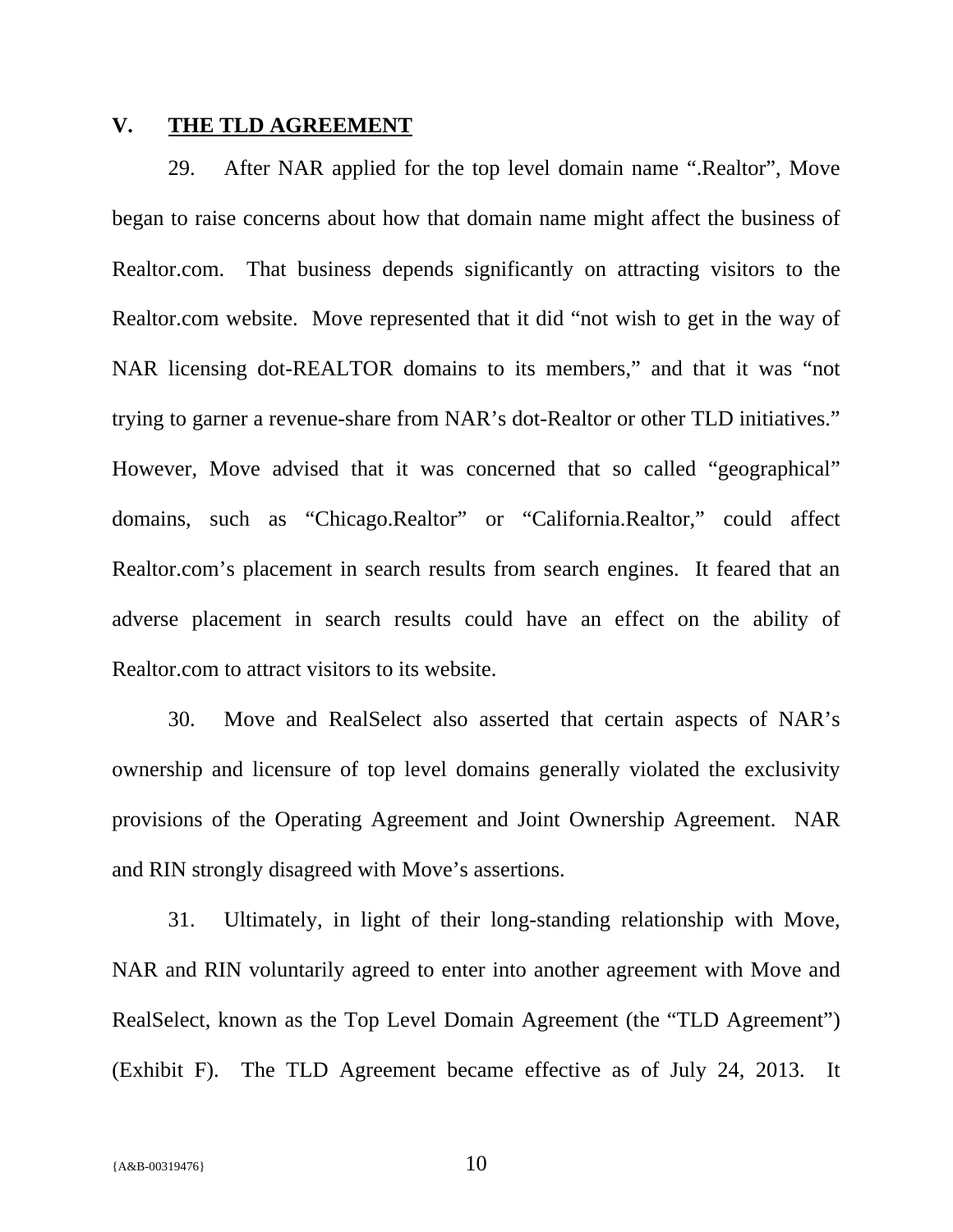## V. THE TLD AGREEMENT

29. After NAR applied for the top level domain name ".Realtor", Move began to raise concerns about how that domain name might affect the business of Realtor.com. That business depends significantly on attracting visitors to the Realtor.com website. Move represented that it did "not wish to get in the way of NAR licensing dot-REALTOR domains to its members," and that it was "not trying to garner a revenue-share from NAR's dot-Realtor or other TLD initiatives." However, Move advised that it was concerned that so called "geographical" domains, such as "Chicago.Realtor" or "California.Realtor," could affect Realtor.com's placement in search results from search engines. It feared that an adverse placement in search results could have an effect on the ability of Realtor.com to attract visitors to its website.

30. Move and RealSelect also asserted that certain aspects of NAR's ownership and licensure of top level domains generally violated the exclusivity provisions of the Operating Agreement and Joint Ownership Agreement. NAR and RIN strongly disagreed with Move's assertions.

31. Ultimately, in light of their long-standing relationship with Move, NAR and RIN voluntarily agreed to enter into another agreement with Move and RealSelect, known as the Top Level Domain Agreement (the "TLD Agreement") (Exhibit F). The TLD Agreement became effective as of July 24, 2013. It

{A&B-00319476}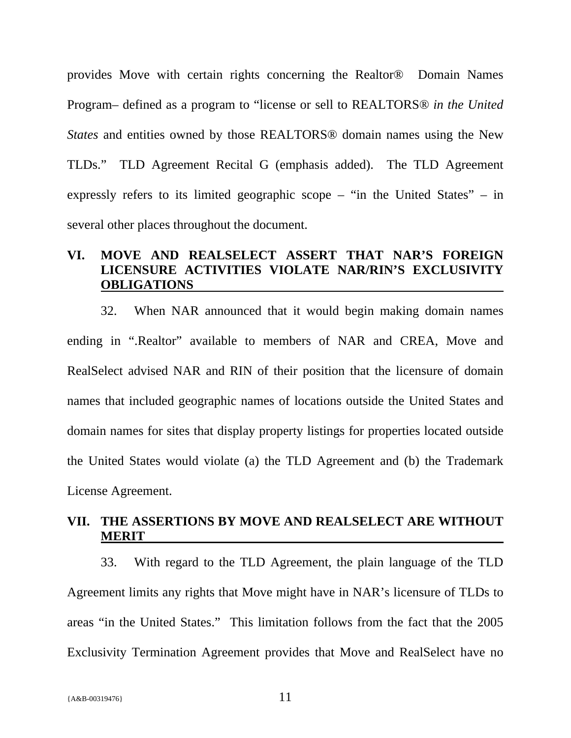provides Move with certain rights concerning the Realtor® Domain Names Program– defined as a program to "license or sell to REALTORS® *in the United States* and entities owned by those REALTORS® domain names using the New TLDs." TLD Agreement Recital G (emphasis added). The TLD Agreement expressly refers to its limited geographic scope – "in the United States" – in several other places throughout the document.

## VI. MOVE AND REALSELECT ASSERT THAT NAR'S FOREIGN LICENSURE ACTIVITIES VIOLATE NAR/RIN'S EXCLUSIVITY OBLIGATIONS

32. When NAR announced that it would begin making domain names ending in ".Realtor" available to members of NAR and CREA, Move and RealSelect advised NAR and RIN of their position that the licensure of domain names that included geographic names of locations outside the United States and domain names for sites that display property listings for properties located outside the United States would violate (a) the TLD Agreement and (b) the Trademark License Agreement.

## VII. THE ASSERTIONS BY MOVE AND REALSELECT ARE WITHOUT MERIT

33. With regard to the TLD Agreement, the plain language of the TLD Agreement limits any rights that Move might have in NAR's licensure of TLDs to areas "in the United States." This limitation follows from the fact that the 2005 Exclusivity Termination Agreement provides that Move and RealSelect have no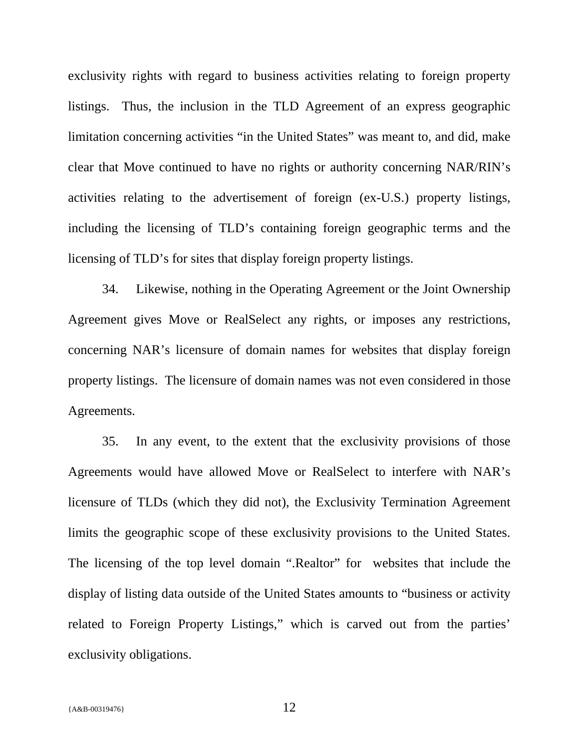exclusivity rights with regard to business activities relating to foreign property listings. Thus, the inclusion in the TLD Agreement of an express geographic limitation concerning activities "in the United States" was meant to, and did, make clear that Move continued to have no rights or authority concerning NAR/RIN's activities relating to the advertisement of foreign (ex-U.S.) property listings, including the licensing of TLD's containing foreign geographic terms and the licensing of TLD's for sites that display foreign property listings.

34. Likewise, nothing in the Operating Agreement or the Joint Ownership Agreement gives Move or RealSelect any rights, or imposes any restrictions, concerning NAR's licensure of domain names for websites that display foreign property listings. The licensure of domain names was not even considered in those Agreements.

35. In any event, to the extent that the exclusivity provisions of those Agreements would have allowed Move or RealSelect to interfere with NAR's licensure of TLDs (which they did not), the Exclusivity Termination Agreement limits the geographic scope of these exclusivity provisions to the United States. The licensing of the top level domain ".Realtor" for websites that include the display of listing data outside of the United States amounts to "business or activity related to Foreign Property Listings," which is carved out from the parties' exclusivity obligations.

{A&B-00319476}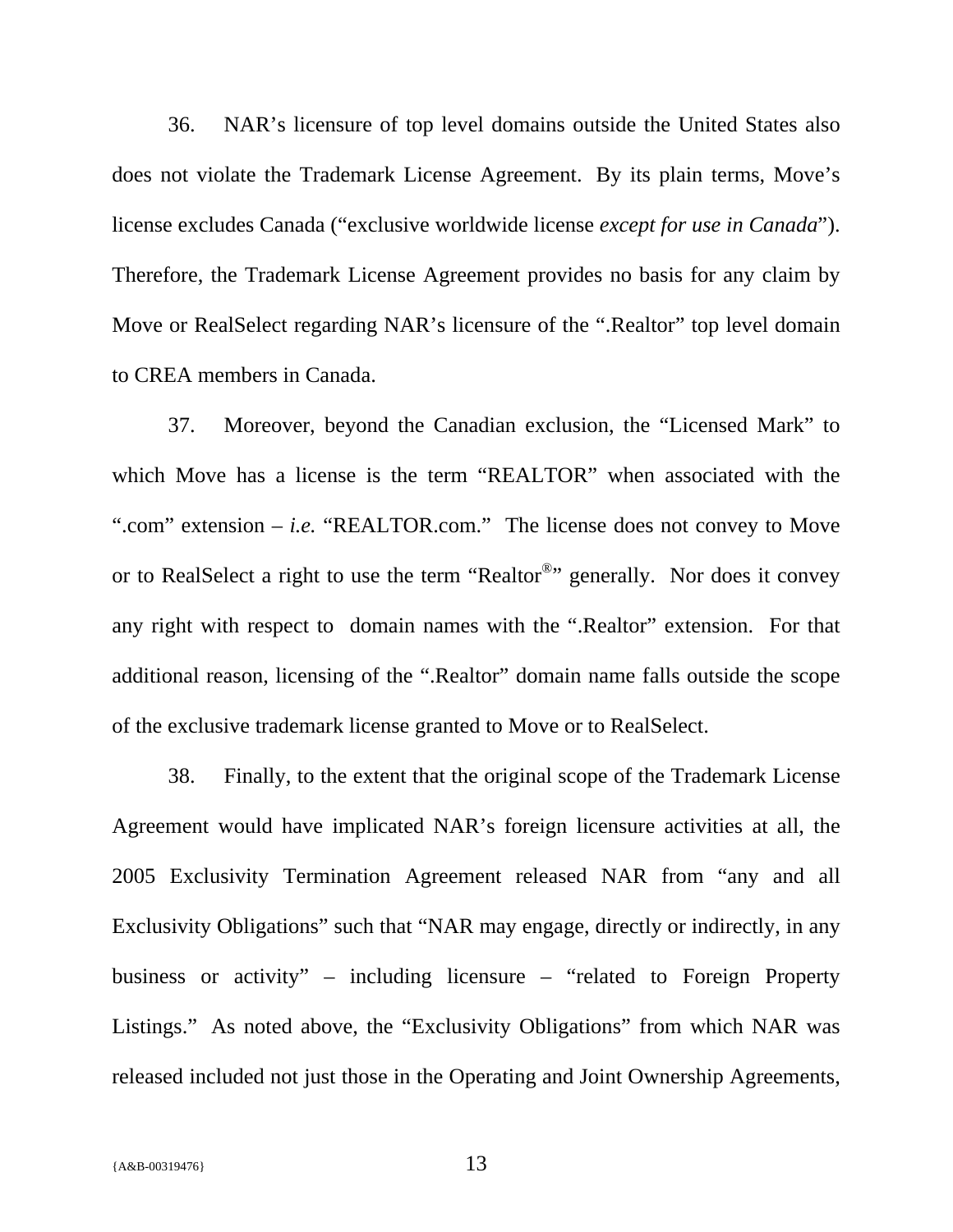36. NAR's licensure of top level domains outside the United States also does not violate the Trademark License Agreement. By its plain terms, Move's license excludes Canada ("exclusive worldwide license *except for use in Canada*"). Therefore, the Trademark License Agreement provides no basis for any claim by Move or RealSelect regarding NAR's licensure of the ".Realtor" top level domain to CREA members in Canada.

37. Moreover, beyond the Canadian exclusion, the "Licensed Mark" to which Move has a license is the term "REALTOR" when associated with the ".com" extension – *i.e.* "REALTOR.com." The license does not convey to Move or to RealSelect a right to use the term "Realtor®" generally. Nor does it convey any right with respect to domain names with the ".Realtor" extension. For that additional reason, licensing of the ".Realtor" domain name falls outside the scope of the exclusive trademark license granted to Move or to RealSelect.

38. Finally, to the extent that the original scope of the Trademark License Agreement would have implicated NAR's foreign licensure activities at all, the 2005 Exclusivity Termination Agreement released NAR from "any and all Exclusivity Obligations" such that "NAR may engage, directly or indirectly, in any business or activity" – including licensure – "related to Foreign Property Listings." As noted above, the "Exclusivity Obligations" from which NAR was released included not just those in the Operating and Joint Ownership Agreements,

{A&B-00319476}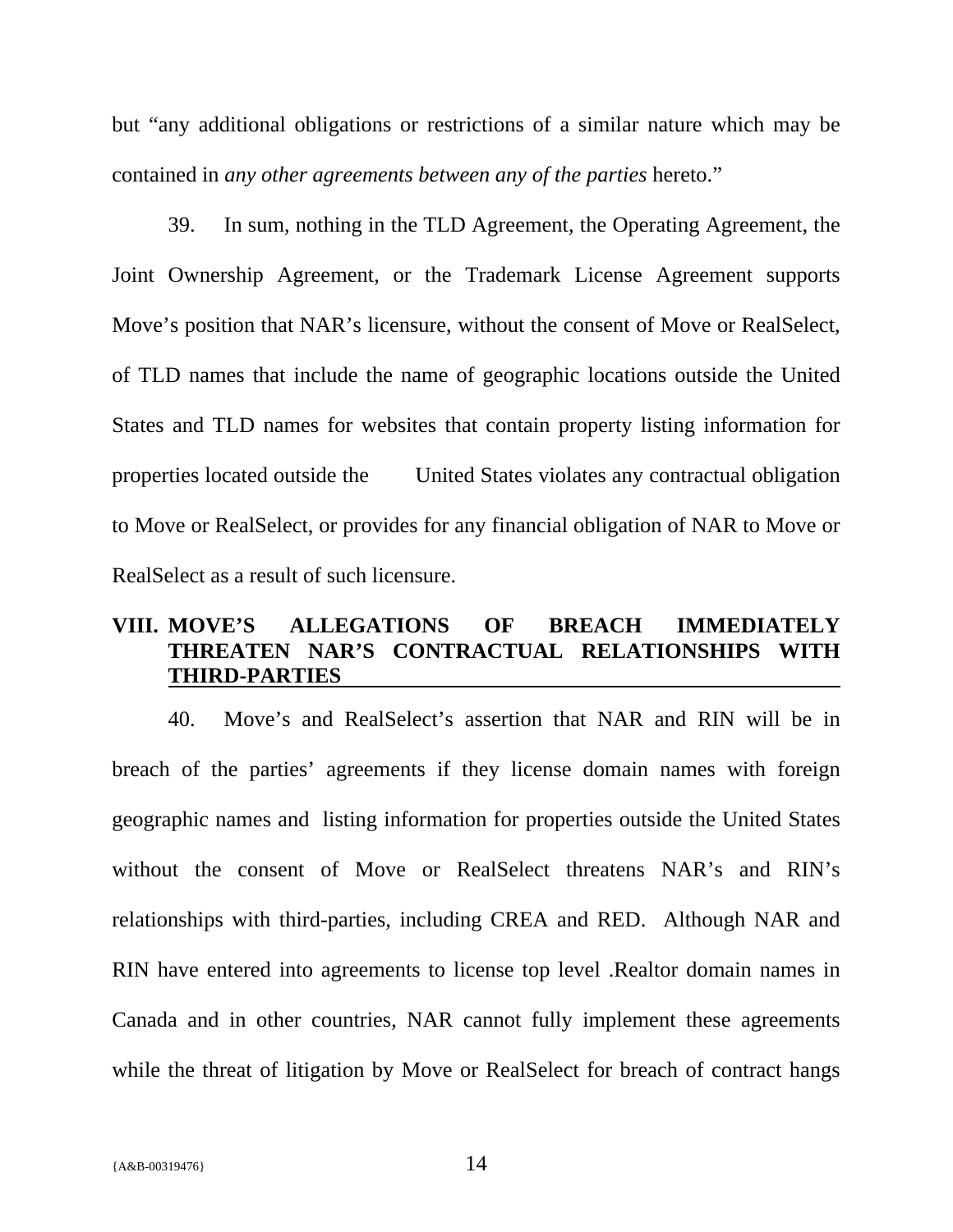but "any additional obligations or restrictions of a similar nature which may be contained in *any other agreements between any of the parties* hereto."

39. In sum, nothing in the TLD Agreement, the Operating Agreement, the Joint Ownership Agreement, or the Trademark License Agreement supports Move's position that NAR's licensure, without the consent of Move or RealSelect, of TLD names that include the name of geographic locations outside the United States and TLD names for websites that contain property listing information for properties located outside the United States violates any contractual obligation to Move or RealSelect, or provides for any financial obligation of NAR to Move or RealSelect as a result of such licensure.

## VIII. MOVE'S ALLEGATIONS OF BREACH IMMEDIATELY THREATEN NAR'S CONTRACTUAL RELATIONSHIPS WITH THIRD-PARTIES

40. Move's and RealSelect's assertion that NAR and RIN will be in breach of the parties' agreements if they license domain names with foreign geographic names and listing information for properties outside the United States without the consent of Move or RealSelect threatens NAR's and RIN's relationships with third-parties, including CREA and RED. Although NAR and RIN have entered into agreements to license top level .Realtor domain names in Canada and in other countries, NAR cannot fully implement these agreements while the threat of litigation by Move or RealSelect for breach of contract hangs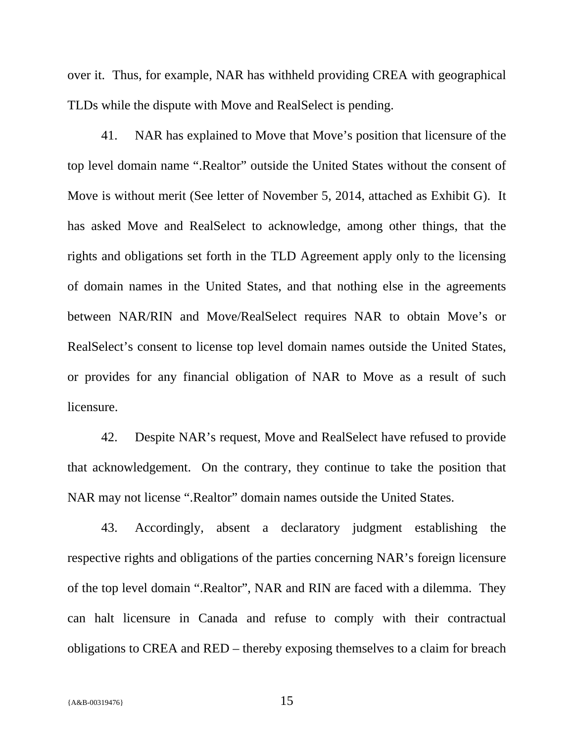over it. Thus, for example, NAR has withheld providing CREA with geographical TLDs while the dispute with Move and RealSelect is pending.

41. NAR has explained to Move that Move's position that licensure of the top level domain name ".Realtor" outside the United States without the consent of Move is without merit (See letter of November 5, 2014, attached as Exhibit G). It has asked Move and RealSelect to acknowledge, among other things, that the rights and obligations set forth in the TLD Agreement apply only to the licensing of domain names in the United States, and that nothing else in the agreements between NAR/RIN and Move/RealSelect requires NAR to obtain Move's or RealSelect's consent to license top level domain names outside the United States, or provides for any financial obligation of NAR to Move as a result of such licensure.

42. Despite NAR's request, Move and RealSelect have refused to provide that acknowledgement. On the contrary, they continue to take the position that NAR may not license ".Realtor" domain names outside the United States.

43. Accordingly, absent a declaratory judgment establishing the respective rights and obligations of the parties concerning NAR's foreign licensure of the top level domain ".Realtor", NAR and RIN are faced with a dilemma. They can halt licensure in Canada and refuse to comply with their contractual obligations to CREA and RED – thereby exposing themselves to a claim for breach

{A&B-00319476}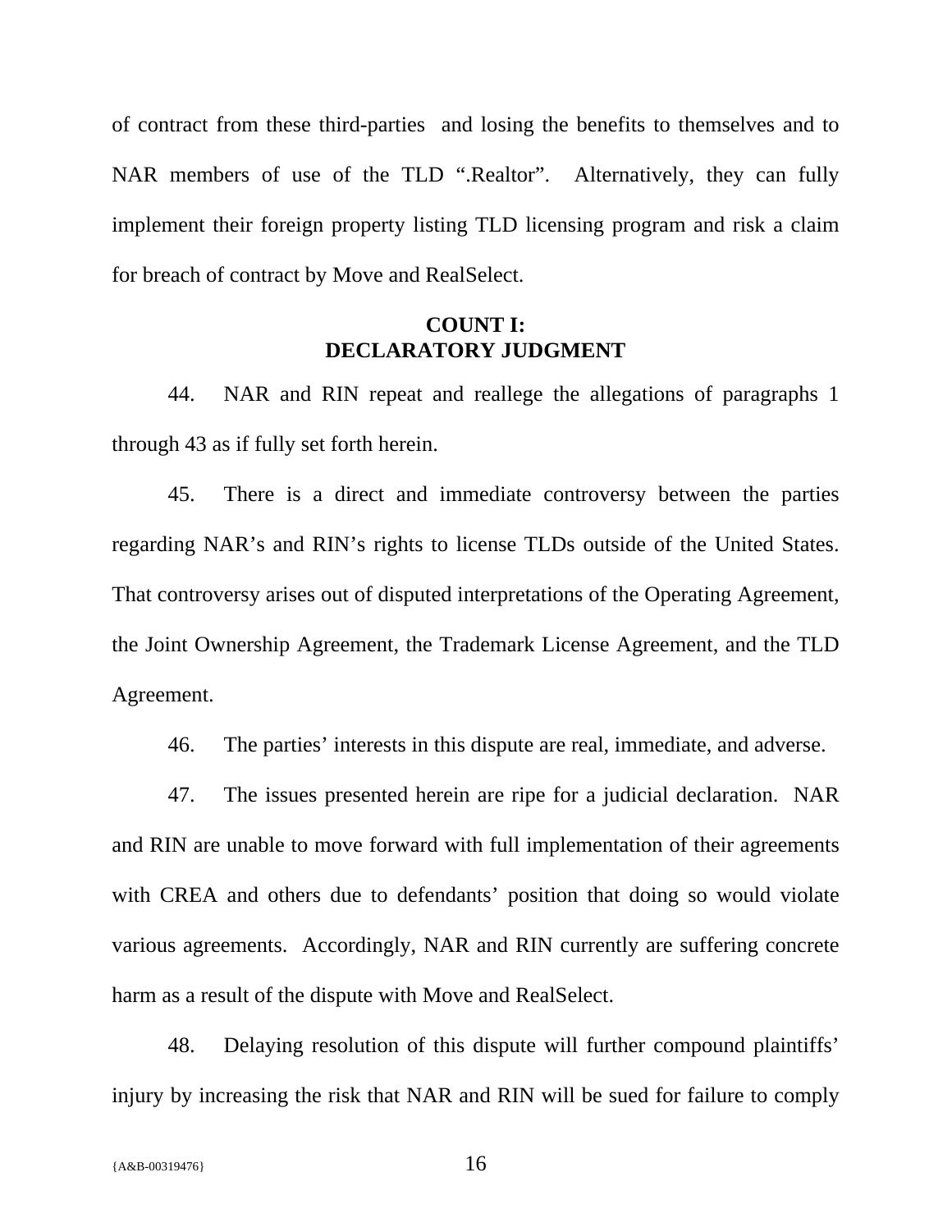of contract from these third-parties and losing the benefits to themselves and to NAR members of use of the TLD ".Realtor". Alternatively, they can fully implement their foreign property listing TLD licensing program and risk a claim for breach of contract by Move and RealSelect.

## COUNT I:
## DECLARATORY JUDGMENT

44. NAR and RIN repeat and reallege the allegations of paragraphs 1 through 43 as if fully set forth herein.

45. There is a direct and immediate controversy between the parties regarding NAR's and RIN's rights to license TLDs outside of the United States. That controversy arises out of disputed interpretations of the Operating Agreement, the Joint Ownership Agreement, the Trademark License Agreement, and the TLD Agreement.

46. The parties' interests in this dispute are real, immediate, and adverse.

47. The issues presented herein are ripe for a judicial declaration. NAR and RIN are unable to move forward with full implementation of their agreements with CREA and others due to defendants' position that doing so would violate various agreements. Accordingly, NAR and RIN currently are suffering concrete harm as a result of the dispute with Move and RealSelect.

48. Delaying resolution of this dispute will further compound plaintiffs' injury by increasing the risk that NAR and RIN will be sued for failure to comply

{A&B-00319476}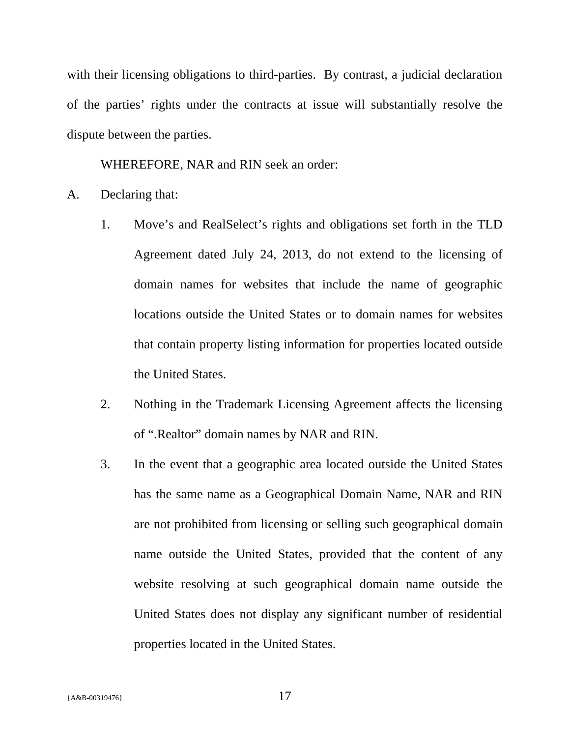with their licensing obligations to third-parties. By contrast, a judicial declaration of the parties' rights under the contracts at issue will substantially resolve the dispute between the parties.

WHEREFORE, NAR and RIN seek an order:

A. Declaring that:

   1. Move's and RealSelect's rights and obligations set forth in the TLD Agreement dated July 24, 2013, do not extend to the licensing of domain names for websites that include the name of geographic locations outside the United States or to domain names for websites that contain property listing information for properties located outside the United States.

   2. Nothing in the Trademark Licensing Agreement affects the licensing of ".Realtor" domain names by NAR and RIN.

   3. In the event that a geographic area located outside the United States has the same name as a Geographical Domain Name, NAR and RIN are not prohibited from licensing or selling such geographical domain name outside the United States, provided that the content of any website resolving at such geographical domain name outside the United States does not display any significant number of residential properties located in the United States.

{A&B-00319476}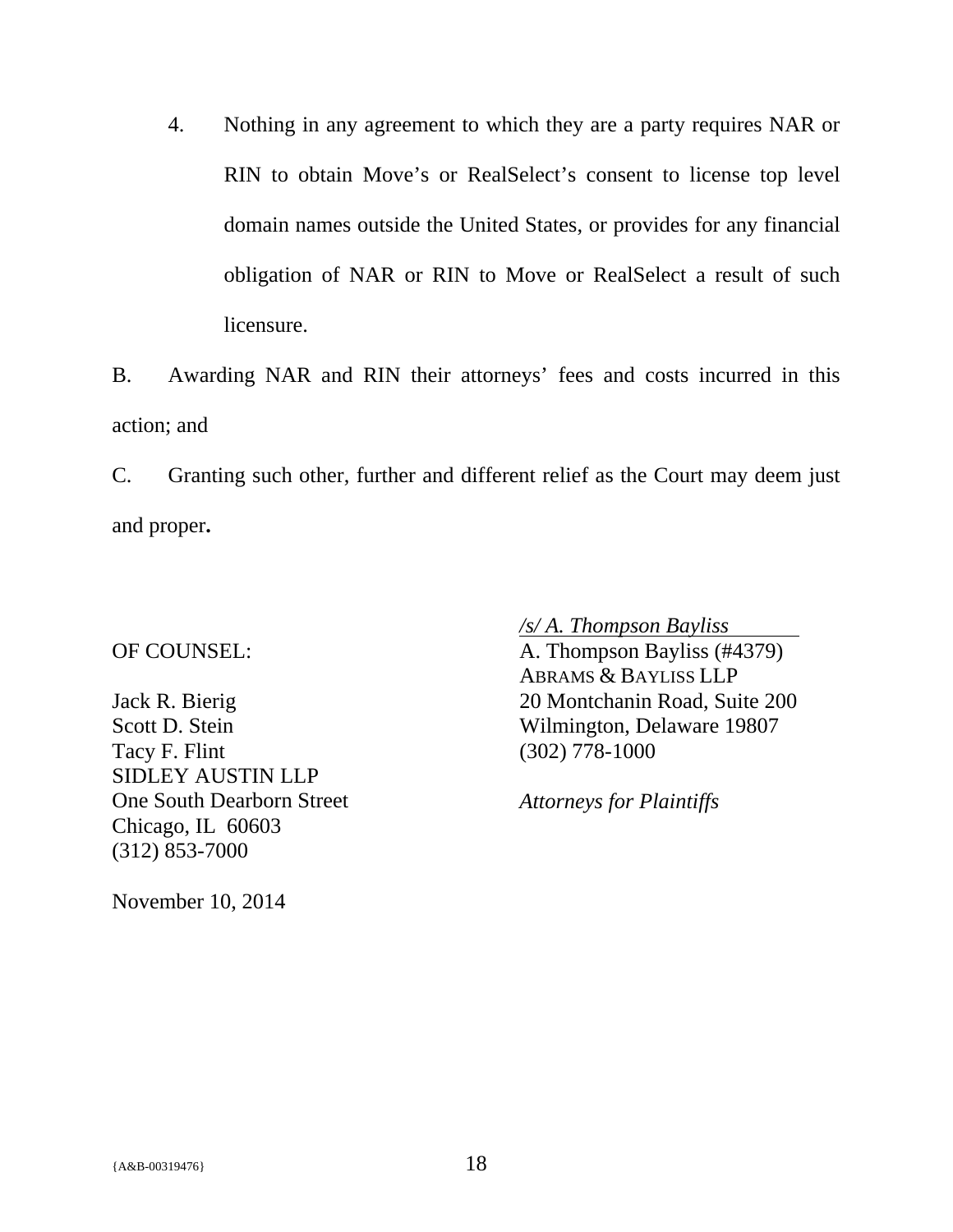4. Nothing in any agreement to which they are a party requires NAR or RIN to obtain Move's or RealSelect's consent to license top level domain names outside the United States, or provides for any financial obligation of NAR or RIN to Move or RealSelect a result of such licensure.

B. Awarding NAR and RIN their attorneys' fees and costs incurred in this action; and

C. Granting such other, further and different relief as the Court may deem just and proper**.**

*/s/ A. Thompson Bayliss*
A. Thompson Bayliss (#4379)
ABRAMS & BAYLISS LLP
20 Montchanin Road, Suite 200
Wilmington, Delaware 19807
(302) 778-1000

*Attorneys for Plaintiffs*

OF COUNSEL:

Jack R. Bierig
Scott D. Stein
Tacy F. Flint
SIDLEY AUSTIN LLP
One South Dearborn Street
Chicago, IL 60603
(312) 853-7000

November 10, 2014

{A&B-00319476}